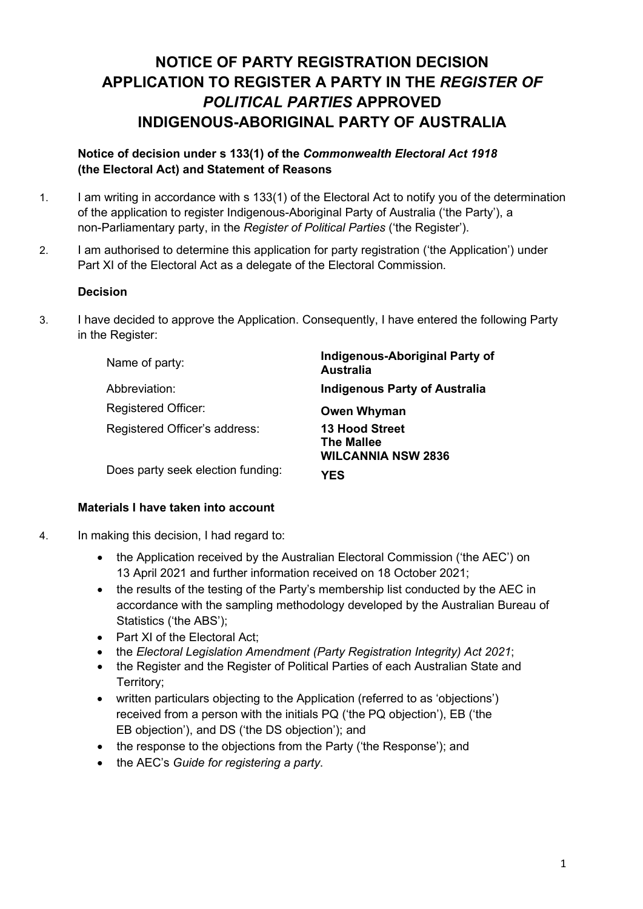# NOTICE OF PARTY REGISTRATION DECISION APPLICATION TO REGISTER A PARTY IN THE *REGISTER OF POLITICAL PARTIES* APPROVED INDIGENOUS-ABORIGINAL PARTY OF AUSTRALIA

**Notice of decision under s 133(1) of the *Commonwealth Electoral Act 1918* (the Electoral Act) and Statement of Reasons**

1. I am writing in accordance with s 133(1) of the Electoral Act to notify you of the determination of the application to register Indigenous-Aboriginal Party of Australia ('the Party'), a non-Parliamentary party, in the *Register of Political Parties* ('the Register').

2. I am authorised to determine this application for party registration ('the Application') under Part XI of the Electoral Act as a delegate of the Electoral Commission.

### Decision

3. I have decided to approve the Application. Consequently, I have entered the following Party in the Register:

| | |
|---|---|
| Name of party: | **Indigenous-Aboriginal Party of Australia** |
| Abbreviation: | **Indigenous Party of Australia** |
| Registered Officer: | **Owen Whyman** |
| Registered Officer's address: | **13 Hood Street The Mallee WILCANNIA NSW 2836** |
| Does party seek election funding: | **YES** |

### Materials I have taken into account

4. In making this decision, I had regard to:

   - the Application received by the Australian Electoral Commission ('the AEC') on 13 April 2021 and further information received on 18 October 2021;
   - the results of the testing of the Party's membership list conducted by the AEC in accordance with the sampling methodology developed by the Australian Bureau of Statistics ('the ABS');
   - Part XI of the Electoral Act;
   - the *Electoral Legislation Amendment (Party Registration Integrity) Act 2021*;
   - the Register and the Register of Political Parties of each Australian State and Territory;
   - written particulars objecting to the Application (referred to as 'objections') received from a person with the initials PQ ('the PQ objection'), EB ('the EB objection'), and DS ('the DS objection'); and
   - the response to the objections from the Party ('the Response'); and
   - the AEC's *Guide for registering a party*.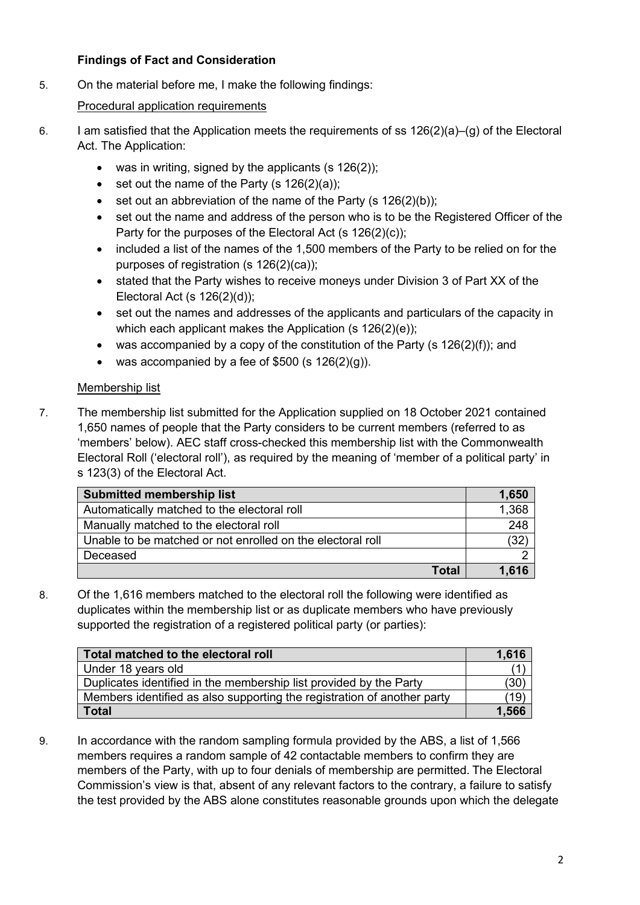**Findings of Fact and Consideration**

5. On the material before me, I make the following findings:

<u>Procedural application requirements</u>

6. I am satisfied that the Application meets the requirements of ss 126(2)(a)–(g) of the Electoral Act. The Application:

- was in writing, signed by the applicants (s 126(2));
- set out the name of the Party (s 126(2)(a));
- set out an abbreviation of the name of the Party (s 126(2)(b));
- set out the name and address of the person who is to be the Registered Officer of the Party for the purposes of the Electoral Act (s 126(2)(c));
- included a list of the names of the 1,500 members of the Party to be relied on for the purposes of registration (s 126(2)(ca));
- stated that the Party wishes to receive moneys under Division 3 of Part XX of the Electoral Act (s 126(2)(d));
- set out the names and addresses of the applicants and particulars of the capacity in which each applicant makes the Application (s 126(2)(e));
- was accompanied by a copy of the constitution of the Party (s 126(2)(f)); and
- was accompanied by a fee of $500 (s 126(2)(g)).

<u>Membership list</u>

7. The membership list submitted for the Application supplied on 18 October 2021 contained 1,650 names of people that the Party considers to be current members (referred to as 'members' below). AEC staff cross-checked this membership list with the Commonwealth Electoral Roll ('electoral roll'), as required by the meaning of 'member of a political party' in s 123(3) of the Electoral Act.

| **Submitted membership list** | **1,650** |
|---|---|
| Automatically matched to the electoral roll | 1,368 |
| Manually matched to the electoral roll | 248 |
| Unable to be matched or not enrolled on the electoral roll | (32) |
| Deceased | 2 |
| **Total** | **1,616** |

8. Of the 1,616 members matched to the electoral roll the following were identified as duplicates within the membership list or as duplicate members who have previously supported the registration of a registered political party (or parties):

| **Total matched to the electoral roll** | **1,616** |
|---|---|
| Under 18 years old | (1) |
| Duplicates identified in the membership list provided by the Party | (30) |
| Members identified as also supporting the registration of another party | (19) |
| **Total** | **1,566** |

9. In accordance with the random sampling formula provided by the ABS, a list of 1,566 members requires a random sample of 42 contactable members to confirm they are members of the Party, with up to four denials of membership are permitted. The Electoral Commission's view is that, absent of any relevant factors to the contrary, a failure to satisfy the test provided by the ABS alone constitutes reasonable grounds upon which the delegate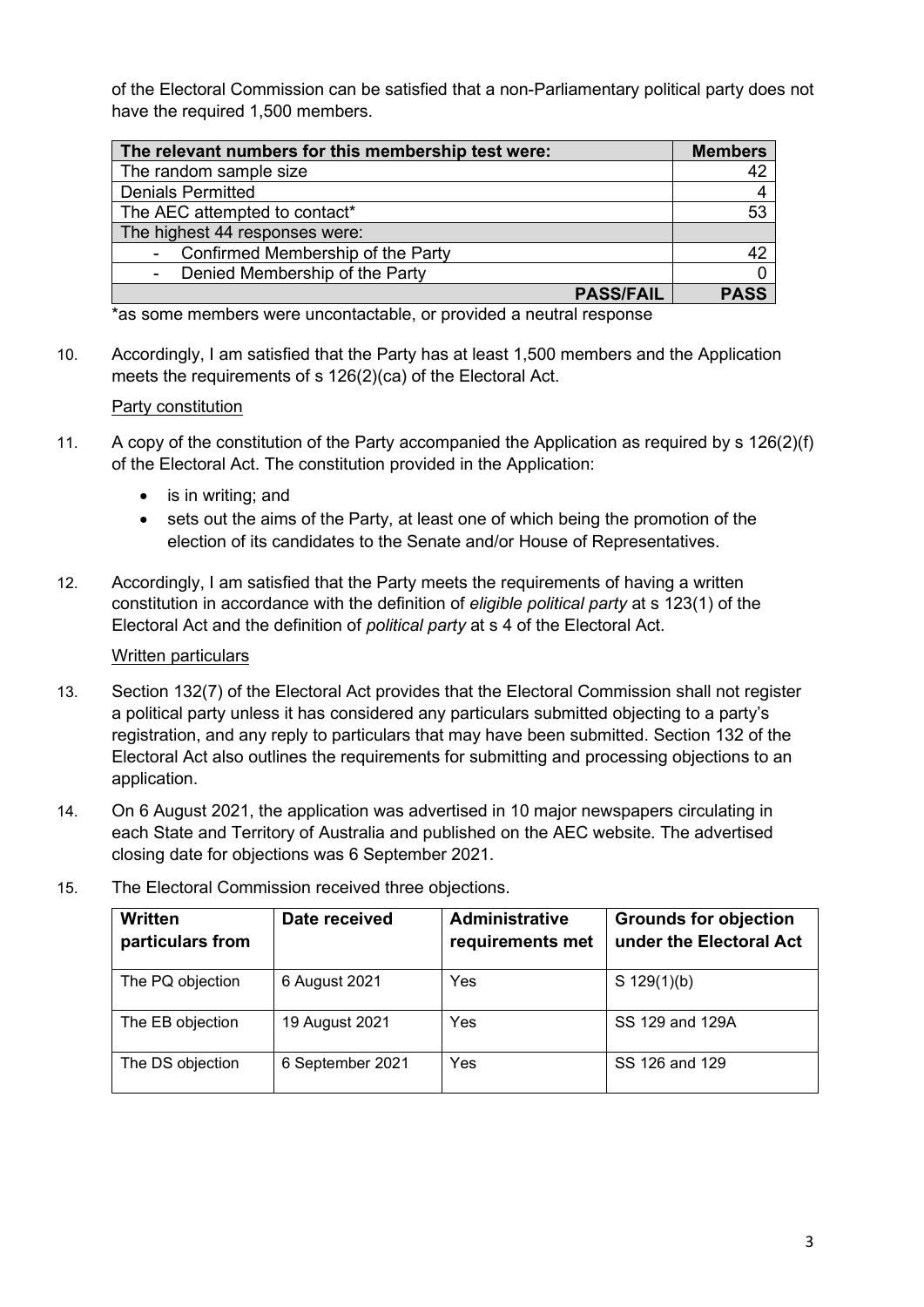of the Electoral Commission can be satisfied that a non-Parliamentary political party does not have the required 1,500 members.

| The relevant numbers for this membership test were: | Members |
|---|---|
| The random sample size | 42 |
| Denials Permitted | 4 |
| The AEC attempted to contact* | 53 |
| The highest 44 responses were: | |
| - Confirmed Membership of the Party | 42 |
| - Denied Membership of the Party | 0 |
| **PASS/FAIL** | **PASS** |

*as some members were uncontactable, or provided a neutral response

10. Accordingly, I am satisfied that the Party has at least 1,500 members and the Application meets the requirements of s 126(2)(ca) of the Electoral Act.

Party constitution

11. A copy of the constitution of the Party accompanied the Application as required by s 126(2)(f) of the Electoral Act. The constitution provided in the Application:
    - is in writing; and
    - sets out the aims of the Party, at least one of which being the promotion of the election of its candidates to the Senate and/or House of Representatives.

12. Accordingly, I am satisfied that the Party meets the requirements of having a written constitution in accordance with the definition of *eligible political party* at s 123(1) of the Electoral Act and the definition of *political party* at s 4 of the Electoral Act.

Written particulars

13. Section 132(7) of the Electoral Act provides that the Electoral Commission shall not register a political party unless it has considered any particulars submitted objecting to a party's registration, and any reply to particulars that may have been submitted. Section 132 of the Electoral Act also outlines the requirements for submitting and processing objections to an application.

14. On 6 August 2021, the application was advertised in 10 major newspapers circulating in each State and Territory of Australia and published on the AEC website. The advertised closing date for objections was 6 September 2021.

15. The Electoral Commission received three objections.

| Written particulars from | Date received | Administrative requirements met | Grounds for objection under the Electoral Act |
|---|---|---|---|
| The PQ objection | 6 August 2021 | Yes | S 129(1)(b) |
| The EB objection | 19 August 2021 | Yes | SS 129 and 129A |
| The DS objection | 6 September 2021 | Yes | SS 126 and 129 |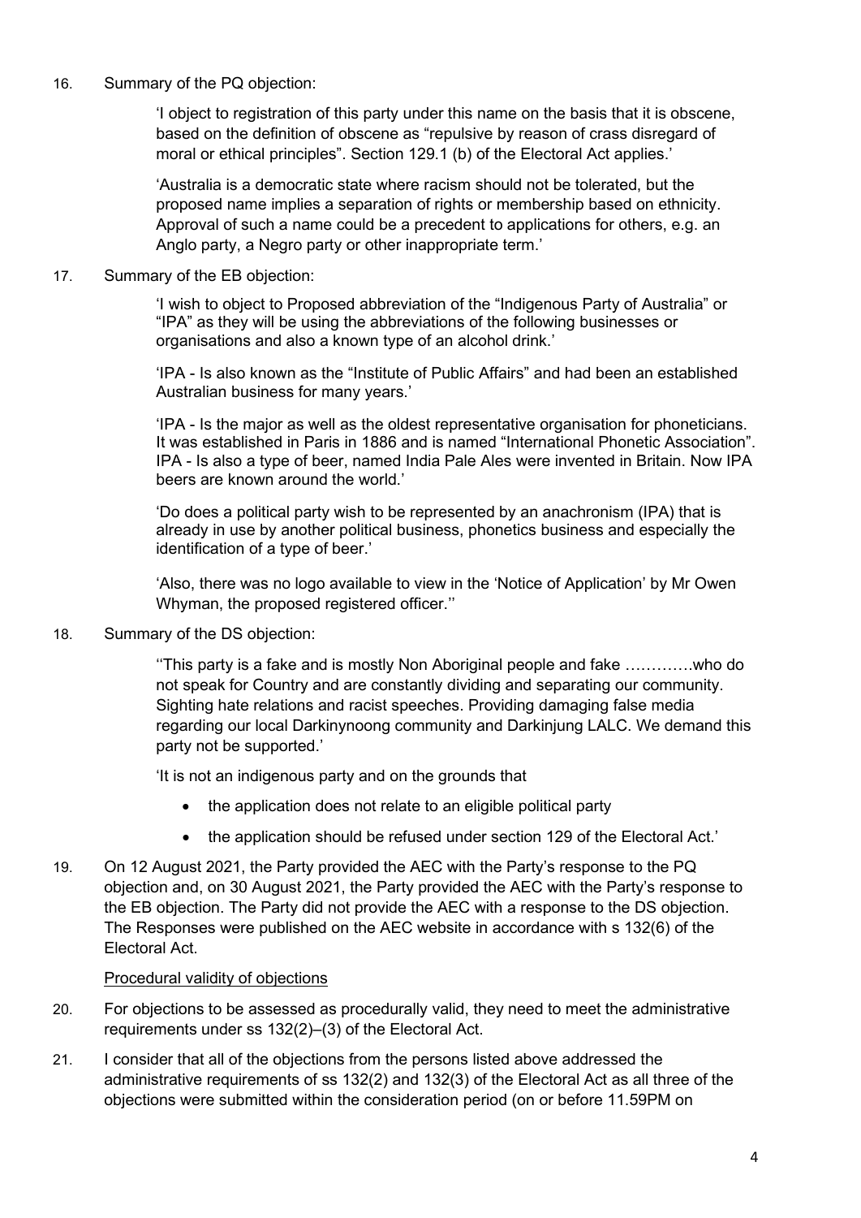16. Summary of the PQ objection:

    'I object to registration of this party under this name on the basis that it is obscene, based on the definition of obscene as "repulsive by reason of crass disregard of moral or ethical principles". Section 129.1 (b) of the Electoral Act applies.'

    'Australia is a democratic state where racism should not be tolerated, but the proposed name implies a separation of rights or membership based on ethnicity. Approval of such a name could be a precedent to applications for others, e.g. an Anglo party, a Negro party or other inappropriate term.'

17. Summary of the EB objection:

    'I wish to object to Proposed abbreviation of the "Indigenous Party of Australia" or "IPA" as they will be using the abbreviations of the following businesses or organisations and also a known type of an alcohol drink.'

    'IPA - Is also known as the "Institute of Public Affairs" and had been an established Australian business for many years.'

    'IPA - Is the major as well as the oldest representative organisation for phoneticians. It was established in Paris in 1886 and is named "International Phonetic Association". IPA - Is also a type of beer, named India Pale Ales were invented in Britain. Now IPA beers are known around the world.'

    'Do does a political party wish to be represented by an anachronism (IPA) that is already in use by another political business, phonetics business and especially the identification of a type of beer.'

    'Also, there was no logo available to view in the 'Notice of Application' by Mr Owen Whyman, the proposed registered officer.''

18. Summary of the DS objection:

    ''This party is a fake and is mostly Non Aboriginal people and fake ………….who do not speak for Country and are constantly dividing and separating our community. Sighting hate relations and racist speeches. Providing damaging false media regarding our local Darkinynoong community and Darkinjung LALC. We demand this party not be supported.'

    'It is not an indigenous party and on the grounds that

    - the application does not relate to an eligible political party
    - the application should be refused under section 129 of the Electoral Act.'

19. On 12 August 2021, the Party provided the AEC with the Party's response to the PQ objection and, on 30 August 2021, the Party provided the AEC with the Party's response to the EB objection. The Party did not provide the AEC with a response to the DS objection. The Responses were published on the AEC website in accordance with s 132(6) of the Electoral Act.

<u>Procedural validity of objections</u>

20. For objections to be assessed as procedurally valid, they need to meet the administrative requirements under ss 132(2)–(3) of the Electoral Act.

21. I consider that all of the objections from the persons listed above addressed the administrative requirements of ss 132(2) and 132(3) of the Electoral Act as all three of the objections were submitted within the consideration period (on or before 11.59PM on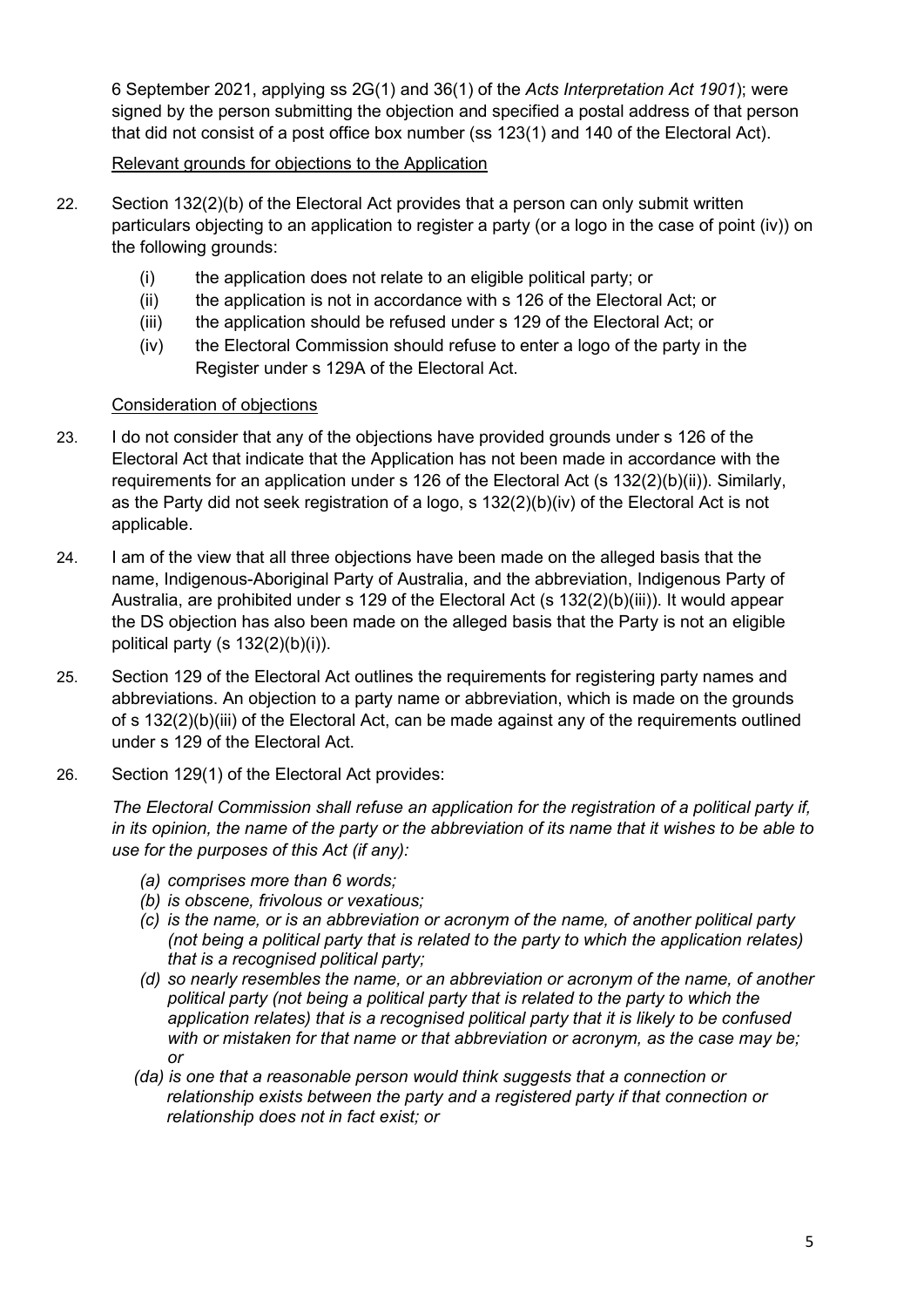6 September 2021, applying ss 2G(1) and 36(1) of the *Acts Interpretation Act 1901*); were signed by the person submitting the objection and specified a postal address of that person that did not consist of a post office box number (ss 123(1) and 140 of the Electoral Act).

Relevant grounds for objections to the Application

22. Section 132(2)(b) of the Electoral Act provides that a person can only submit written particulars objecting to an application to register a party (or a logo in the case of point (iv)) on the following grounds:
    - (i) the application does not relate to an eligible political party; or
    - (ii) the application is not in accordance with s 126 of the Electoral Act; or
    - (iii) the application should be refused under s 129 of the Electoral Act; or
    - (iv) the Electoral Commission should refuse to enter a logo of the party in the Register under s 129A of the Electoral Act.

Consideration of objections

23. I do not consider that any of the objections have provided grounds under s 126 of the Electoral Act that indicate that the Application has not been made in accordance with the requirements for an application under s 126 of the Electoral Act (s 132(2)(b)(ii)). Similarly, as the Party did not seek registration of a logo, s 132(2)(b)(iv) of the Electoral Act is not applicable.

24. I am of the view that all three objections have been made on the alleged basis that the name, Indigenous-Aboriginal Party of Australia, and the abbreviation, Indigenous Party of Australia, are prohibited under s 129 of the Electoral Act (s 132(2)(b)(iii)). It would appear the DS objection has also been made on the alleged basis that the Party is not an eligible political party (s 132(2)(b)(i)).

25. Section 129 of the Electoral Act outlines the requirements for registering party names and abbreviations. An objection to a party name or abbreviation, which is made on the grounds of s 132(2)(b)(iii) of the Electoral Act, can be made against any of the requirements outlined under s 129 of the Electoral Act.

26. Section 129(1) of the Electoral Act provides:

    *The Electoral Commission shall refuse an application for the registration of a political party if, in its opinion, the name of the party or the abbreviation of its name that it wishes to be able to use for the purposes of this Act (if any):*

    - *(a) comprises more than 6 words;*
    - *(b) is obscene, frivolous or vexatious;*
    - *(c) is the name, or is an abbreviation or acronym of the name, of another political party (not being a political party that is related to the party to which the application relates) that is a recognised political party;*
    - *(d) so nearly resembles the name, or an abbreviation or acronym of the name, of another political party (not being a political party that is related to the party to which the application relates) that is a recognised political party that it is likely to be confused with or mistaken for that name or that abbreviation or acronym, as the case may be; or*
    - *(da) is one that a reasonable person would think suggests that a connection or relationship exists between the party and a registered party if that connection or relationship does not in fact exist; or*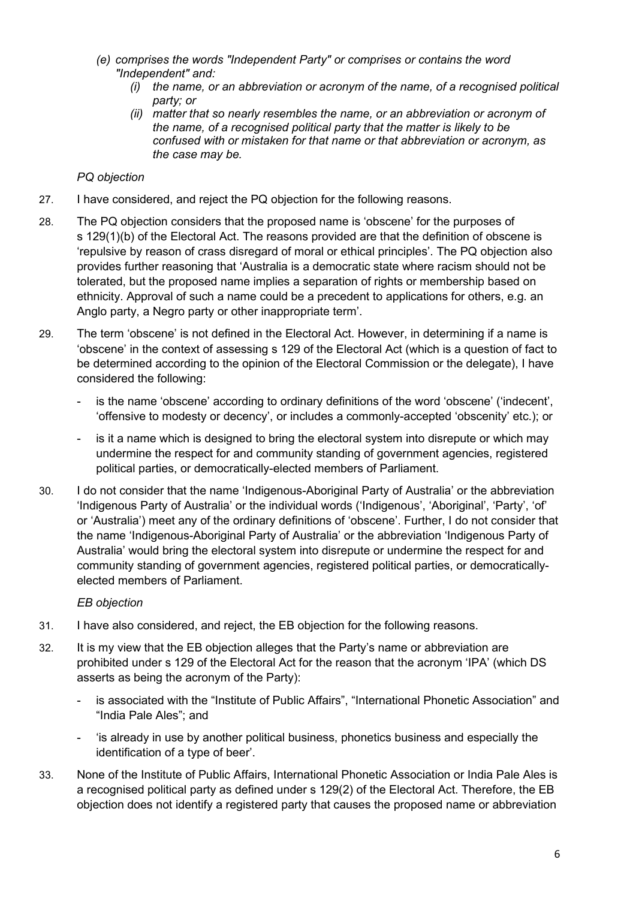*(e) comprises the words "Independent Party" or comprises or contains the word "Independent" and:*

*(i) the name, or an abbreviation or acronym of the name, of a recognised political party; or*

*(ii) matter that so nearly resembles the name, or an abbreviation or acronym of the name, of a recognised political party that the matter is likely to be confused with or mistaken for that name or that abbreviation or acronym, as the case may be.*

*PQ objection*

27. I have considered, and reject the PQ objection for the following reasons.

28. The PQ objection considers that the proposed name is 'obscene' for the purposes of s 129(1)(b) of the Electoral Act. The reasons provided are that the definition of obscene is 'repulsive by reason of crass disregard of moral or ethical principles'. The PQ objection also provides further reasoning that 'Australia is a democratic state where racism should not be tolerated, but the proposed name implies a separation of rights or membership based on ethnicity. Approval of such a name could be a precedent to applications for others, e.g. an Anglo party, a Negro party or other inappropriate term'.

29. The term 'obscene' is not defined in the Electoral Act. However, in determining if a name is 'obscene' in the context of assessing s 129 of the Electoral Act (which is a question of fact to be determined according to the opinion of the Electoral Commission or the delegate), I have considered the following:

   - is the name 'obscene' according to ordinary definitions of the word 'obscene' ('indecent', 'offensive to modesty or decency', or includes a commonly-accepted 'obscenity' etc.); or

   - is it a name which is designed to bring the electoral system into disrepute or which may undermine the respect for and community standing of government agencies, registered political parties, or democratically-elected members of Parliament.

30. I do not consider that the name 'Indigenous-Aboriginal Party of Australia' or the abbreviation 'Indigenous Party of Australia' or the individual words ('Indigenous', 'Aboriginal', 'Party', 'of' or 'Australia') meet any of the ordinary definitions of 'obscene'. Further, I do not consider that the name 'Indigenous-Aboriginal Party of Australia' or the abbreviation 'Indigenous Party of Australia' would bring the electoral system into disrepute or undermine the respect for and community standing of government agencies, registered political parties, or democratically-elected members of Parliament.

*EB objection*

31. I have also considered, and reject, the EB objection for the following reasons.

32. It is my view that the EB objection alleges that the Party's name or abbreviation are prohibited under s 129 of the Electoral Act for the reason that the acronym 'IPA' (which DS asserts as being the acronym of the Party):

   - is associated with the "Institute of Public Affairs", "International Phonetic Association" and "India Pale Ales"; and

   - 'is already in use by another political business, phonetics business and especially the identification of a type of beer'.

33. None of the Institute of Public Affairs, International Phonetic Association or India Pale Ales is a recognised political party as defined under s 129(2) of the Electoral Act. Therefore, the EB objection does not identify a registered party that causes the proposed name or abbreviation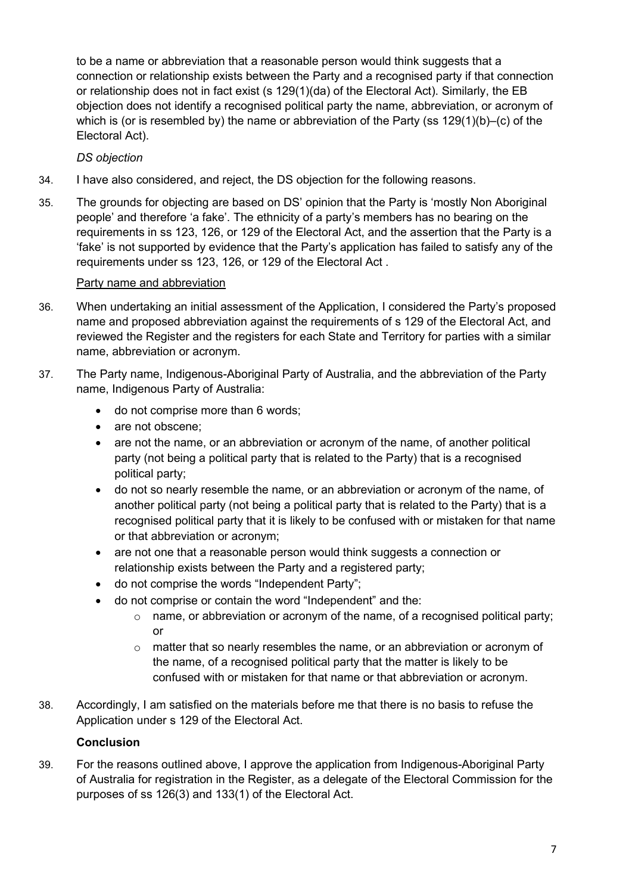to be a name or abbreviation that a reasonable person would think suggests that a connection or relationship exists between the Party and a recognised party if that connection or relationship does not in fact exist (s 129(1)(da) of the Electoral Act). Similarly, the EB objection does not identify a recognised political party the name, abbreviation, or acronym of which is (or is resembled by) the name or abbreviation of the Party (ss 129(1)(b)–(c) of the Electoral Act).

*DS objection*

34. I have also considered, and reject, the DS objection for the following reasons.

35. The grounds for objecting are based on DS' opinion that the Party is 'mostly Non Aboriginal people' and therefore 'a fake'. The ethnicity of a party's members has no bearing on the requirements in ss 123, 126, or 129 of the Electoral Act, and the assertion that the Party is a 'fake' is not supported by evidence that the Party's application has failed to satisfy any of the requirements under ss 123, 126, or 129 of the Electoral Act .

<u>Party name and abbreviation</u>

36. When undertaking an initial assessment of the Application, I considered the Party's proposed name and proposed abbreviation against the requirements of s 129 of the Electoral Act, and reviewed the Register and the registers for each State and Territory for parties with a similar name, abbreviation or acronym.

37. The Party name, Indigenous-Aboriginal Party of Australia, and the abbreviation of the Party name, Indigenous Party of Australia:
    - do not comprise more than 6 words;
    - are not obscene;
    - are not the name, or an abbreviation or acronym of the name, of another political party (not being a political party that is related to the Party) that is a recognised political party;
    - do not so nearly resemble the name, or an abbreviation or acronym of the name, of another political party (not being a political party that is related to the Party) that is a recognised political party that it is likely to be confused with or mistaken for that name or that abbreviation or acronym;
    - are not one that a reasonable person would think suggests a connection or relationship exists between the Party and a registered party;
    - do not comprise the words "Independent Party";
    - do not comprise or contain the word "Independent" and the:
        - name, or abbreviation or acronym of the name, of a recognised political party; or
        - matter that so nearly resembles the name, or an abbreviation or acronym of the name, of a recognised political party that the matter is likely to be confused with or mistaken for that name or that abbreviation or acronym.

38. Accordingly, I am satisfied on the materials before me that there is no basis to refuse the Application under s 129 of the Electoral Act.

**Conclusion**

39. For the reasons outlined above, I approve the application from Indigenous-Aboriginal Party of Australia for registration in the Register, as a delegate of the Electoral Commission for the purposes of ss 126(3) and 133(1) of the Electoral Act.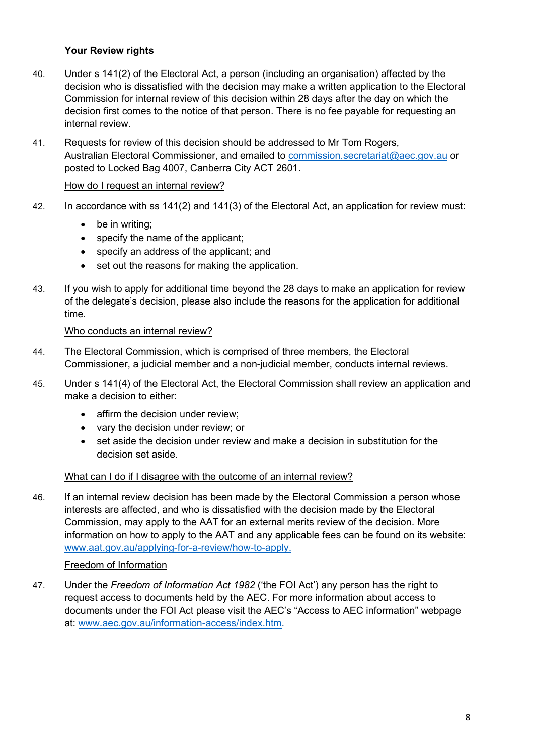**Your Review rights**

40. Under s 141(2) of the Electoral Act, a person (including an organisation) affected by the decision who is dissatisfied with the decision may make a written application to the Electoral Commission for internal review of this decision within 28 days after the day on which the decision first comes to the notice of that person. There is no fee payable for requesting an internal review.

41. Requests for review of this decision should be addressed to Mr Tom Rogers, Australian Electoral Commissioner, and emailed to commission.secretariat@aec.gov.au or posted to Locked Bag 4007, Canberra City ACT 2601.

How do I request an internal review?

42. In accordance with ss 141(2) and 141(3) of the Electoral Act, an application for review must:

- be in writing;
- specify the name of the applicant;
- specify an address of the applicant; and
- set out the reasons for making the application.

43. If you wish to apply for additional time beyond the 28 days to make an application for review of the delegate's decision, please also include the reasons for the application for additional time.

Who conducts an internal review?

44. The Electoral Commission, which is comprised of three members, the Electoral Commissioner, a judicial member and a non-judicial member, conducts internal reviews.

45. Under s 141(4) of the Electoral Act, the Electoral Commission shall review an application and make a decision to either:

- affirm the decision under review;
- vary the decision under review; or
- set aside the decision under review and make a decision in substitution for the decision set aside.

What can I do if I disagree with the outcome of an internal review?

46. If an internal review decision has been made by the Electoral Commission a person whose interests are affected, and who is dissatisfied with the decision made by the Electoral Commission, may apply to the AAT for an external merits review of the decision. More information on how to apply to the AAT and any applicable fees can be found on its website: www.aat.gov.au/applying-for-a-review/how-to-apply.

Freedom of Information

47. Under the *Freedom of Information Act 1982* ('the FOI Act') any person has the right to request access to documents held by the AEC. For more information about access to documents under the FOI Act please visit the AEC's "Access to AEC information" webpage at: www.aec.gov.au/information-access/index.htm.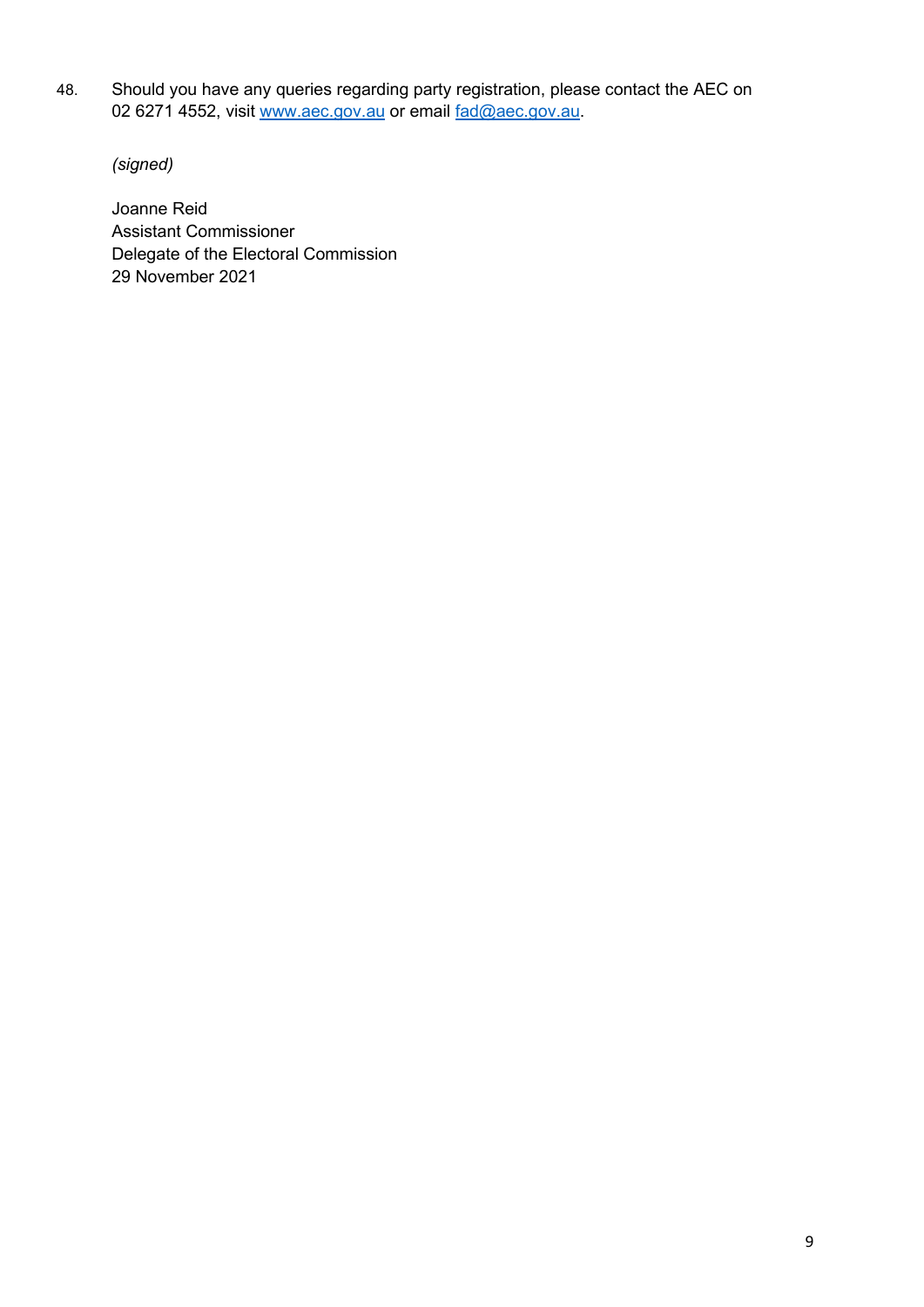48. Should you have any queries regarding party registration, please contact the AEC on 02 6271 4552, visit [www.aec.gov.au](http://www.aec.gov.au) or email [fad@aec.gov.au](mailto:fad@aec.gov.au).

*(signed)*

Joanne Reid
Assistant Commissioner
Delegate of the Electoral Commission
29 November 2021